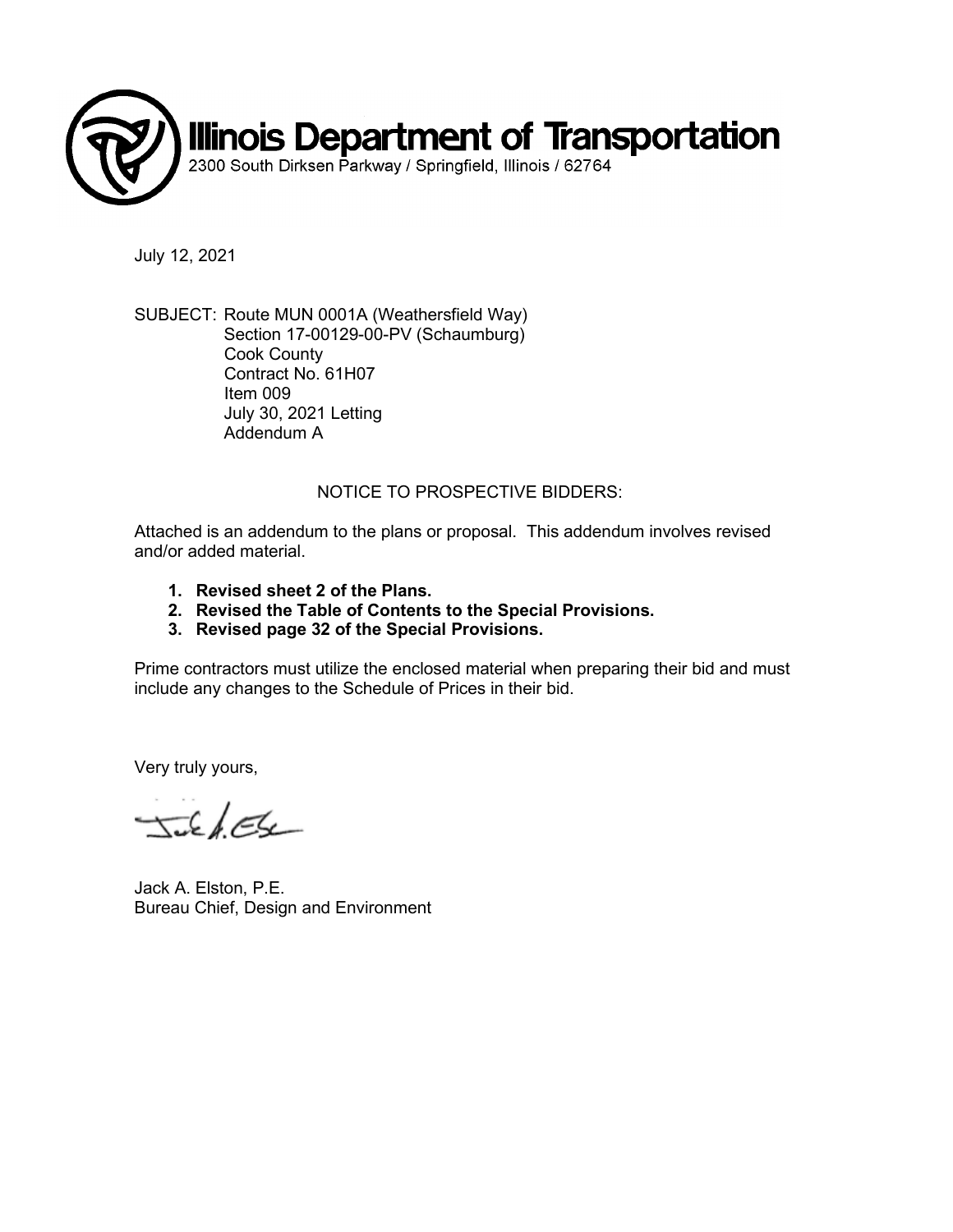# Illinois Department of Transportation

2300 South Dirksen Parkway / Springfield, Illinois / 62764

July 12, 2021

SUBJECT: Route MUN 0001A (Weathersfield Way)
Section 17-00129-00-PV (Schaumburg)
Cook County
Contract No. 61H07
Item 009
July 30, 2021 Letting
Addendum A

NOTICE TO PROSPECTIVE BIDDERS:

Attached is an addendum to the plans or proposal. This addendum involves revised and/or added material.

1. **Revised sheet 2 of the Plans.**
2. **Revised the Table of Contents to the Special Provisions.**
3. **Revised page 32 of the Special Provisions.**

Prime contractors must utilize the enclosed material when preparing their bid and must include any changes to the Schedule of Prices in their bid.

Very truly yours,

Jack A. Elston, P.E.
Bureau Chief, Design and Environment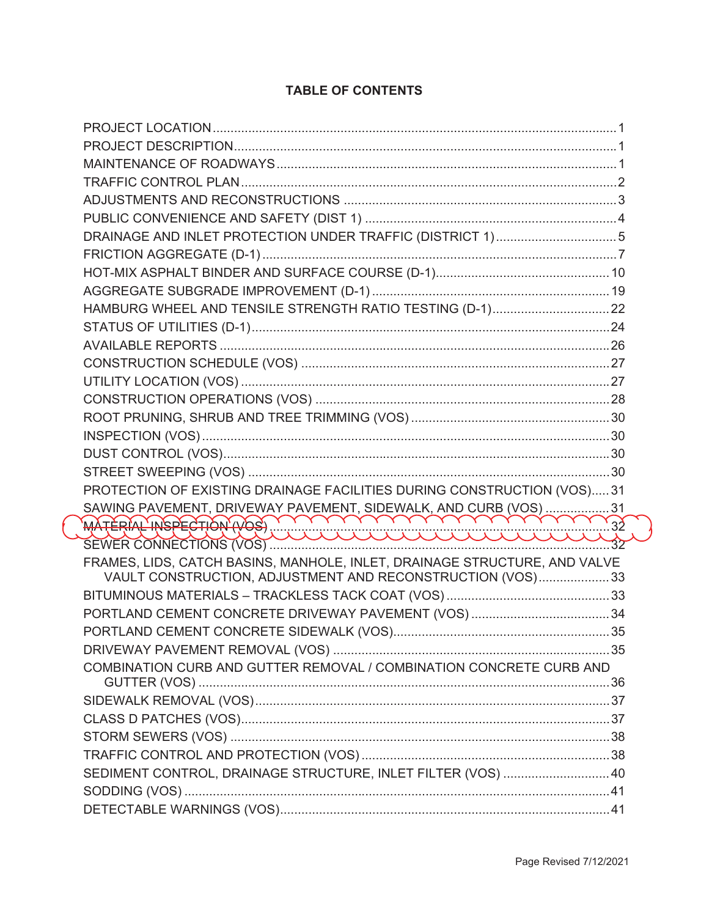# TABLE OF CONTENTS

| Section | Page |
|---|---|
| PROJECT LOCATION | 1 |
| PROJECT DESCRIPTION | 1 |
| MAINTENANCE OF ROADWAYS | 1 |
| TRAFFIC CONTROL PLAN | 2 |
| ADJUSTMENTS AND RECONSTRUCTIONS | 3 |
| PUBLIC CONVENIENCE AND SAFETY (DIST 1) | 4 |
| DRAINAGE AND INLET PROTECTION UNDER TRAFFIC (DISTRICT 1) | 5 |
| FRICTION AGGREGATE (D-1) | 7 |
| HOT-MIX ASPHALT BINDER AND SURFACE COURSE (D-1) | 10 |
| AGGREGATE SUBGRADE IMPROVEMENT (D-1) | 19 |
| HAMBURG WHEEL AND TENSILE STRENGTH RATIO TESTING (D-1) | 22 |
| STATUS OF UTILITIES (D-1) | 24 |
| AVAILABLE REPORTS | 26 |
| CONSTRUCTION SCHEDULE (VOS) | 27 |
| UTILITY LOCATION (VOS) | 27 |
| CONSTRUCTION OPERATIONS (VOS) | 28 |
| ROOT PRUNING, SHRUB AND TREE TRIMMING (VOS) | 30 |
| INSPECTION (VOS) | 30 |
| DUST CONTROL (VOS) | 30 |
| STREET SWEEPING (VOS) | 30 |
| PROTECTION OF EXISTING DRAINAGE FACILITIES DURING CONSTRUCTION (VOS) | 31 |
| SAWING PAVEMENT, DRIVEWAY PAVEMENT, SIDEWALK, AND CURB (VOS) | 31 |
| ~~MATERIAL INSPECTION (VOS)~~ | 32 |
| SEWER CONNECTIONS (VOS) | 32 |
| FRAMES, LIDS, CATCH BASINS, MANHOLE, INLET, DRAINAGE STRUCTURE, AND VALVE VAULT CONSTRUCTION, ADJUSTMENT AND RECONSTRUCTION (VOS) | 33 |
| BITUMINOUS MATERIALS – TRACKLESS TACK COAT (VOS) | 33 |
| PORTLAND CEMENT CONCRETE DRIVEWAY PAVEMENT (VOS) | 34 |
| PORTLAND CEMENT CONCRETE SIDEWALK (VOS) | 35 |
| DRIVEWAY PAVEMENT REMOVAL (VOS) | 35 |
| COMBINATION CURB AND GUTTER REMOVAL / COMBINATION CONCRETE CURB AND GUTTER (VOS) | 36 |
| SIDEWALK REMOVAL (VOS) | 37 |
| CLASS D PATCHES (VOS) | 37 |
| STORM SEWERS (VOS) | 38 |
| TRAFFIC CONTROL AND PROTECTION (VOS) | 38 |
| SEDIMENT CONTROL, DRAINAGE STRUCTURE, INLET FILTER (VOS) | 40 |
| SODDING (VOS) | 41 |
| DETECTABLE WARNINGS (VOS) | 41 |

Page Revised 7/12/2021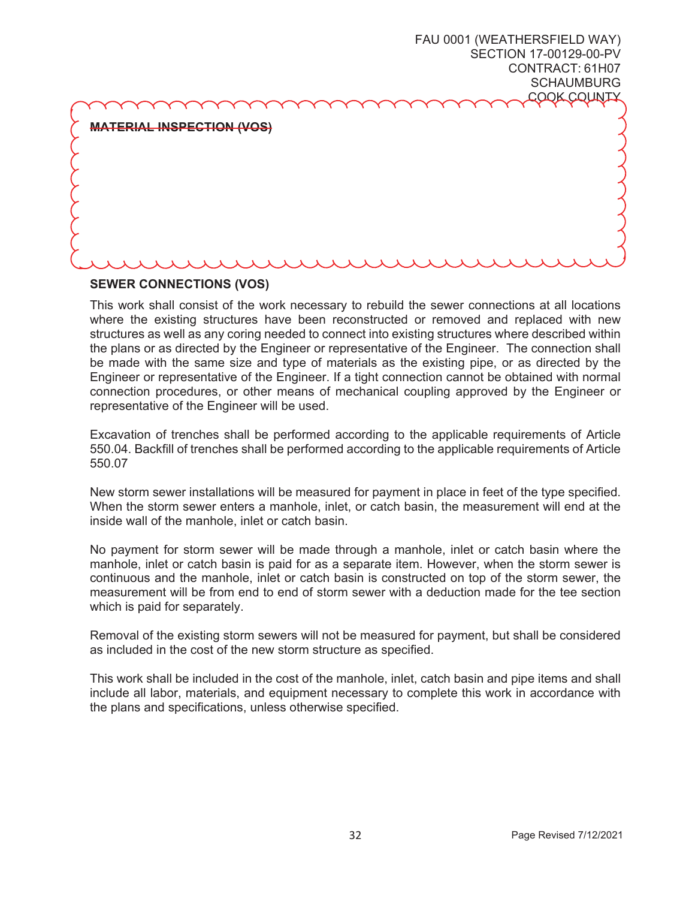~~**MATERIAL INSPECTION (VOS)**~~

**SEWER CONNECTIONS (VOS)**

This work shall consist of the work necessary to rebuild the sewer connections at all locations where the existing structures have been reconstructed or removed and replaced with new structures as well as any coring needed to connect into existing structures where described within the plans or as directed by the Engineer or representative of the Engineer. The connection shall be made with the same size and type of materials as the existing pipe, or as directed by the Engineer or representative of the Engineer. If a tight connection cannot be obtained with normal connection procedures, or other means of mechanical coupling approved by the Engineer or representative of the Engineer will be used.

Excavation of trenches shall be performed according to the applicable requirements of Article 550.04. Backfill of trenches shall be performed according to the applicable requirements of Article 550.07

New storm sewer installations will be measured for payment in place in feet of the type specified. When the storm sewer enters a manhole, inlet, or catch basin, the measurement will end at the inside wall of the manhole, inlet or catch basin.

No payment for storm sewer will be made through a manhole, inlet or catch basin where the manhole, inlet or catch basin is paid for as a separate item. However, when the storm sewer is continuous and the manhole, inlet or catch basin is constructed on top of the storm sewer, the measurement will be from end to end of storm sewer with a deduction made for the tee section which is paid for separately.

Removal of the existing storm sewers will not be measured for payment, but shall be considered as included in the cost of the new storm structure as specified.

This work shall be included in the cost of the manhole, inlet, catch basin and pipe items and shall include all labor, materials, and equipment necessary to complete this work in accordance with the plans and specifications, unless otherwise specified.